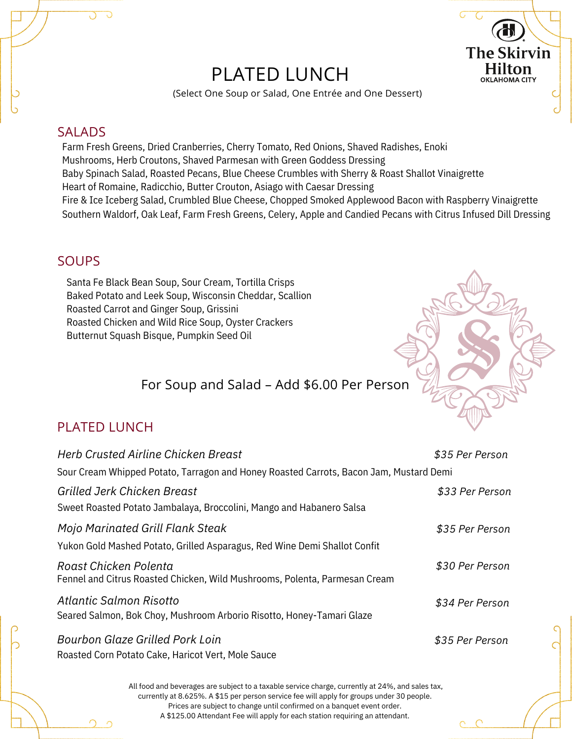The Skirvin Hilton
OKLAHOMA CITY

# PLATED LUNCH

(Select One Soup or Salad, One Entrée and One Dessert)

## SALADS

Farm Fresh Greens, Dried Cranberries, Cherry Tomato, Red Onions, Shaved Radishes, Enoki Mushrooms, Herb Croutons, Shaved Parmesan with Green Goddess Dressing

Baby Spinach Salad, Roasted Pecans, Blue Cheese Crumbles with Sherry & Roast Shallot Vinaigrette

Heart of Romaine, Radicchio, Butter Crouton, Asiago with Caesar Dressing

Fire & Ice Iceberg Salad, Crumbled Blue Cheese, Chopped Smoked Applewood Bacon with Raspberry Vinaigrette

Southern Waldorf, Oak Leaf, Farm Fresh Greens, Celery, Apple and Candied Pecans with Citrus Infused Dill Dressing

## SOUPS

Santa Fe Black Bean Soup, Sour Cream, Tortilla Crisps

Baked Potato and Leek Soup, Wisconsin Cheddar, Scallion

Roasted Carrot and Ginger Soup, Grissini

Roasted Chicken and Wild Rice Soup, Oyster Crackers

Butternut Squash Bisque, Pumpkin Seed Oil

For Soup and Salad – Add $6.00 Per Person

## PLATED LUNCH

*Herb Crusted Airline Chicken Breast* — *$35 Per Person*

Sour Cream Whipped Potato, Tarragon and Honey Roasted Carrots, Bacon Jam, Mustard Demi

*Grilled Jerk Chicken Breast* — *$33 Per Person*

Sweet Roasted Potato Jambalaya, Broccolini, Mango and Habanero Salsa

*Mojo Marinated Grill Flank Steak* — *$35 Per Person*

Yukon Gold Mashed Potato, Grilled Asparagus, Red Wine Demi Shallot Confit

*Roast Chicken Polenta* — *$30 Per Person*

Fennel and Citrus Roasted Chicken, Wild Mushrooms, Polenta, Parmesan Cream

*Atlantic Salmon Risotto* — *$34 Per Person*

Seared Salmon, Bok Choy, Mushroom Arborio Risotto, Honey-Tamari Glaze

*Bourbon Glaze Grilled Pork Loin* — *$35 Per Person*

Roasted Corn Potato Cake, Haricot Vert, Mole Sauce

All food and beverages are subject to a taxable service charge, currently at 24%, and sales tax, currently at 8.625%. A $15 per person service fee will apply for groups under 30 people. Prices are subject to change until confirmed on a banquet event order. A $125.00 Attendant Fee will apply for each station requiring an attendant.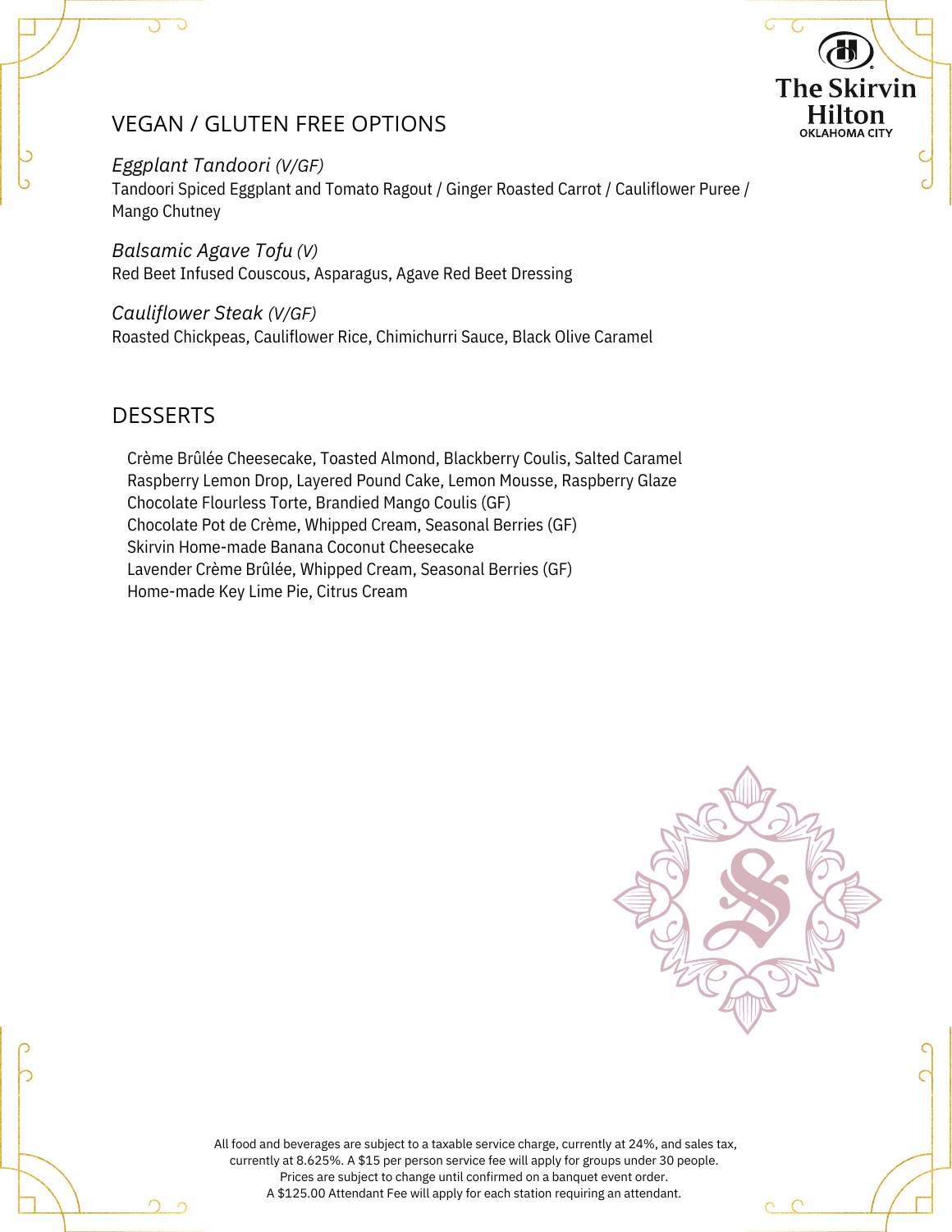## VEGAN / GLUTEN FREE OPTIONS

*Eggplant Tandoori (V/GF)*
Tandoori Spiced Eggplant and Tomato Ragout / Ginger Roasted Carrot / Cauliflower Puree / Mango Chutney

*Balsamic Agave Tofu (V)*
Red Beet Infused Couscous, Asparagus, Agave Red Beet Dressing

*Cauliflower Steak (V/GF)*
Roasted Chickpeas, Cauliflower Rice, Chimichurri Sauce, Black Olive Caramel

## DESSERTS

Crème Brûlée Cheesecake, Toasted Almond, Blackberry Coulis, Salted Caramel
Raspberry Lemon Drop, Layered Pound Cake, Lemon Mousse, Raspberry Glaze
Chocolate Flourless Torte, Brandied Mango Coulis (GF)
Chocolate Pot de Crème, Whipped Cream, Seasonal Berries (GF)
Skirvin Home-made Banana Coconut Cheesecake
Lavender Crème Brûlée, Whipped Cream, Seasonal Berries (GF)
Home-made Key Lime Pie, Citrus Cream

All food and beverages are subject to a taxable service charge, currently at 24%, and sales tax, currently at 8.625%. A $15 per person service fee will apply for groups under 30 people. Prices are subject to change until confirmed on a banquet event order. A $125.00 Attendant Fee will apply for each station requiring an attendant.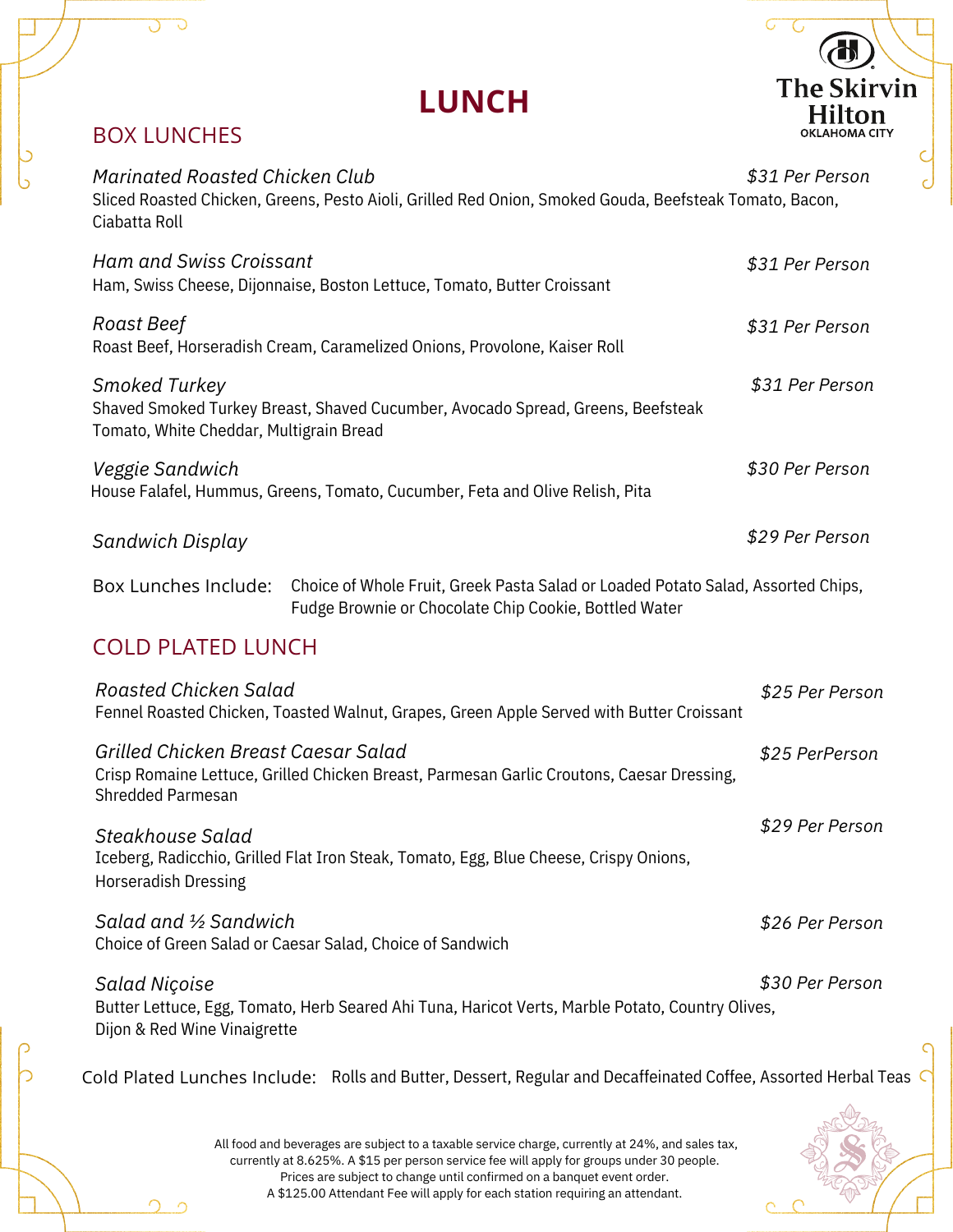# LUNCH

The Skirvin Hilton
OKLAHOMA CITY

## BOX LUNCHES

*Marinated Roasted Chicken Club* — *$31 Per Person*
Sliced Roasted Chicken, Greens, Pesto Aioli, Grilled Red Onion, Smoked Gouda, Beefsteak Tomato, Bacon, Ciabatta Roll

*Ham and Swiss Croissant* — *$31 Per Person*
Ham, Swiss Cheese, Dijonnaise, Boston Lettuce, Tomato, Butter Croissant

*Roast Beef* — *$31 Per Person*
Roast Beef, Horseradish Cream, Caramelized Onions, Provolone, Kaiser Roll

*Smoked Turkey* — *$31 Per Person*
Shaved Smoked Turkey Breast, Shaved Cucumber, Avocado Spread, Greens, Beefsteak Tomato, White Cheddar, Multigrain Bread

*Veggie Sandwich* — *$30 Per Person*
House Falafel, Hummus, Greens, Tomato, Cucumber, Feta and Olive Relish, Pita

*Sandwich Display* — *$29 Per Person*

Box Lunches Include: Choice of Whole Fruit, Greek Pasta Salad or Loaded Potato Salad, Assorted Chips, Fudge Brownie or Chocolate Chip Cookie, Bottled Water

## COLD PLATED LUNCH

*Roasted Chicken Salad* — *$25 Per Person*
Fennel Roasted Chicken, Toasted Walnut, Grapes, Green Apple Served with Butter Croissant

*Grilled Chicken Breast Caesar Salad* — *$25 PerPerson*
Crisp Romaine Lettuce, Grilled Chicken Breast, Parmesan Garlic Croutons, Caesar Dressing, Shredded Parmesan

*Steakhouse Salad* — *$29 Per Person*
Iceberg, Radicchio, Grilled Flat Iron Steak, Tomato, Egg, Blue Cheese, Crispy Onions, Horseradish Dressing

*Salad and ½ Sandwich* — *$26 Per Person*
Choice of Green Salad or Caesar Salad, Choice of Sandwich

*Salad Niçoise* — *$30 Per Person*
Butter Lettuce, Egg, Tomato, Herb Seared Ahi Tuna, Haricot Verts, Marble Potato, Country Olives, Dijon & Red Wine Vinaigrette

Cold Plated Lunches Include: Rolls and Butter, Dessert, Regular and Decaffeinated Coffee, Assorted Herbal Teas

All food and beverages are subject to a taxable service charge, currently at 24%, and sales tax, currently at 8.625%. A $15 per person service fee will apply for groups under 30 people. Prices are subject to change until confirmed on a banquet event order. A $125.00 Attendant Fee will apply for each station requiring an attendant.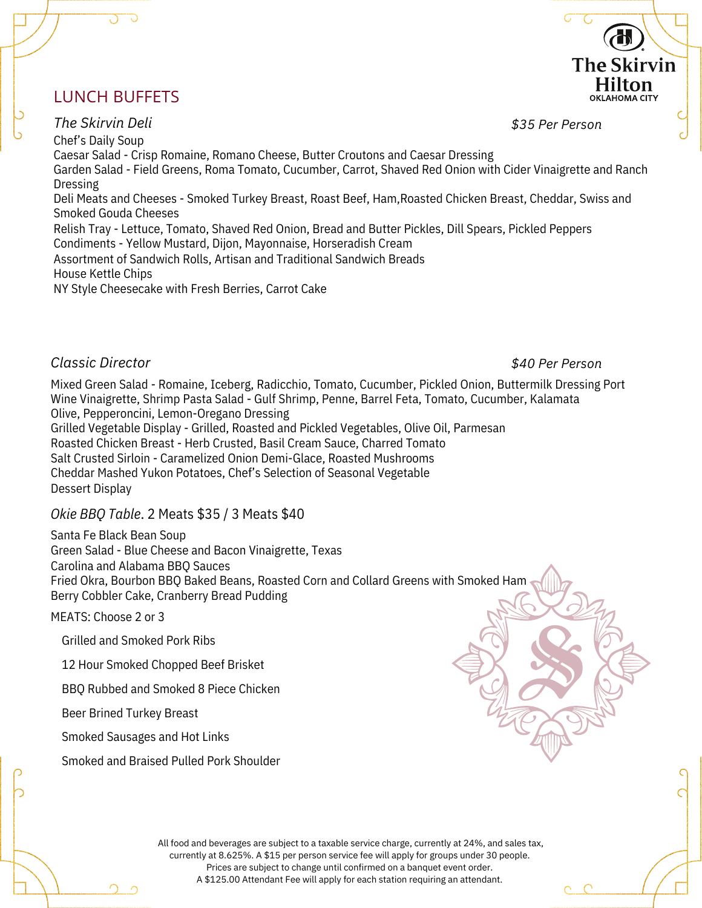## LUNCH BUFFETS

### *The Skirvin Deli* — *$35 Per Person*

Chef's Daily Soup
Caesar Salad - Crisp Romaine, Romano Cheese, Butter Croutons and Caesar Dressing
Garden Salad - Field Greens, Roma Tomato, Cucumber, Carrot, Shaved Red Onion with Cider Vinaigrette and Ranch Dressing
Deli Meats and Cheeses - Smoked Turkey Breast, Roast Beef, Ham,Roasted Chicken Breast, Cheddar, Swiss and Smoked Gouda Cheeses
Relish Tray - Lettuce, Tomato, Shaved Red Onion, Bread and Butter Pickles, Dill Spears, Pickled Peppers
Condiments - Yellow Mustard, Dijon, Mayonnaise, Horseradish Cream
Assortment of Sandwich Rolls, Artisan and Traditional Sandwich Breads
House Kettle Chips
NY Style Cheesecake with Fresh Berries, Carrot Cake

### *Classic Director* — *$40 Per Person*

Mixed Green Salad - Romaine, Iceberg, Radicchio, Tomato, Cucumber, Pickled Onion, Buttermilk Dressing Port Wine Vinaigrette, Shrimp Pasta Salad - Gulf Shrimp, Penne, Barrel Feta, Tomato, Cucumber, Kalamata Olive, Pepperoncini, Lemon-Oregano Dressing
Grilled Vegetable Display - Grilled, Roasted and Pickled Vegetables, Olive Oil, Parmesan
Roasted Chicken Breast - Herb Crusted, Basil Cream Sauce, Charred Tomato
Salt Crusted Sirloin - Caramelized Onion Demi-Glace, Roasted Mushrooms
Cheddar Mashed Yukon Potatoes, Chef's Selection of Seasonal Vegetable
Dessert Display

### *Okie BBQ Table*. 2 Meats $35 / 3 Meats $40

Santa Fe Black Bean Soup
Green Salad - Blue Cheese and Bacon Vinaigrette, Texas
Carolina and Alabama BBQ Sauces
Fried Okra, Bourbon BBQ Baked Beans, Roasted Corn and Collard Greens with Smoked Ham
Berry Cobbler Cake, Cranberry Bread Pudding

MEATS: Choose 2 or 3

- Grilled and Smoked Pork Ribs
- 12 Hour Smoked Chopped Beef Brisket
- BBQ Rubbed and Smoked 8 Piece Chicken
- Beer Brined Turkey Breast
- Smoked Sausages and Hot Links
- Smoked and Braised Pulled Pork Shoulder

All food and beverages are subject to a taxable service charge, currently at 24%, and sales tax, currently at 8.625%. A $15 per person service fee will apply for groups under 30 people.
Prices are subject to change until confirmed on a banquet event order.
A $125.00 Attendant Fee will apply for each station requiring an attendant.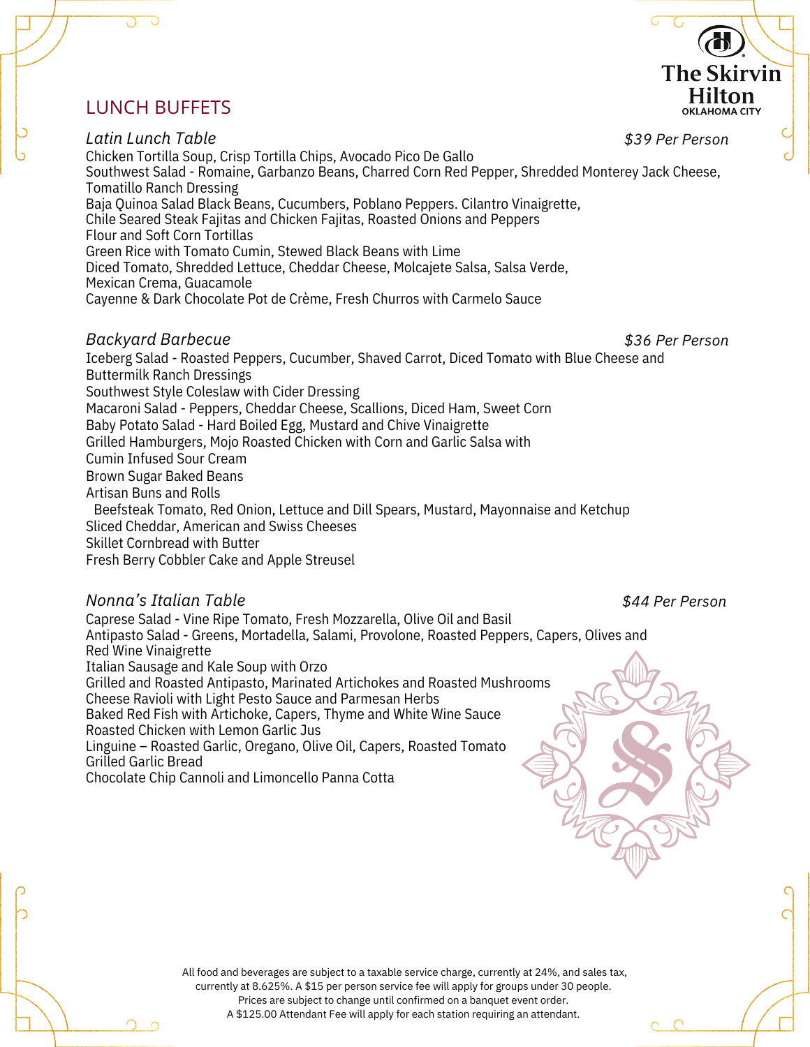## LUNCH BUFFETS

### *Latin Lunch Table* — *$39 Per Person*

Chicken Tortilla Soup, Crisp Tortilla Chips, Avocado Pico De Gallo
Southwest Salad - Romaine, Garbanzo Beans, Charred Corn Red Pepper, Shredded Monterey Jack Cheese, Tomatillo Ranch Dressing
Baja Quinoa Salad Black Beans, Cucumbers, Poblano Peppers. Cilantro Vinaigrette,
Chile Seared Steak Fajitas and Chicken Fajitas, Roasted Onions and Peppers
Flour and Soft Corn Tortillas
Green Rice with Tomato Cumin, Stewed Black Beans with Lime
Diced Tomato, Shredded Lettuce, Cheddar Cheese, Molcajete Salsa, Salsa Verde,
Mexican Crema, Guacamole
Cayenne & Dark Chocolate Pot de Crème, Fresh Churros with Carmelo Sauce

### *Backyard Barbecue* — *$36 Per Person*

Iceberg Salad - Roasted Peppers, Cucumber, Shaved Carrot, Diced Tomato with Blue Cheese and Buttermilk Ranch Dressings
Southwest Style Coleslaw with Cider Dressing
Macaroni Salad - Peppers, Cheddar Cheese, Scallions, Diced Ham, Sweet Corn
Baby Potato Salad - Hard Boiled Egg, Mustard and Chive Vinaigrette
Grilled Hamburgers, Mojo Roasted Chicken with Corn and Garlic Salsa with
Cumin Infused Sour Cream
Brown Sugar Baked Beans
Artisan Buns and Rolls
Beefsteak Tomato, Red Onion, Lettuce and Dill Spears, Mustard, Mayonnaise and Ketchup
Sliced Cheddar, American and Swiss Cheeses
Skillet Cornbread with Butter
Fresh Berry Cobbler Cake and Apple Streusel

### *Nonna's Italian Table* — *$44 Per Person*

Caprese Salad - Vine Ripe Tomato, Fresh Mozzarella, Olive Oil and Basil
Antipasto Salad - Greens, Mortadella, Salami, Provolone, Roasted Peppers, Capers, Olives and Red Wine Vinaigrette
Italian Sausage and Kale Soup with Orzo
Grilled and Roasted Antipasto, Marinated Artichokes and Roasted Mushrooms
Cheese Ravioli with Light Pesto Sauce and Parmesan Herbs
Baked Red Fish with Artichoke, Capers, Thyme and White Wine Sauce
Roasted Chicken with Lemon Garlic Jus
Linguine – Roasted Garlic, Oregano, Olive Oil, Capers, Roasted Tomato
Grilled Garlic Bread
Chocolate Chip Cannoli and Limoncello Panna Cotta

All food and beverages are subject to a taxable service charge, currently at 24%, and sales tax, currently at 8.625%. A $15 per person service fee will apply for groups under 30 people.
Prices are subject to change until confirmed on a banquet event order.
A $125.00 Attendant Fee will apply for each station requiring an attendant.